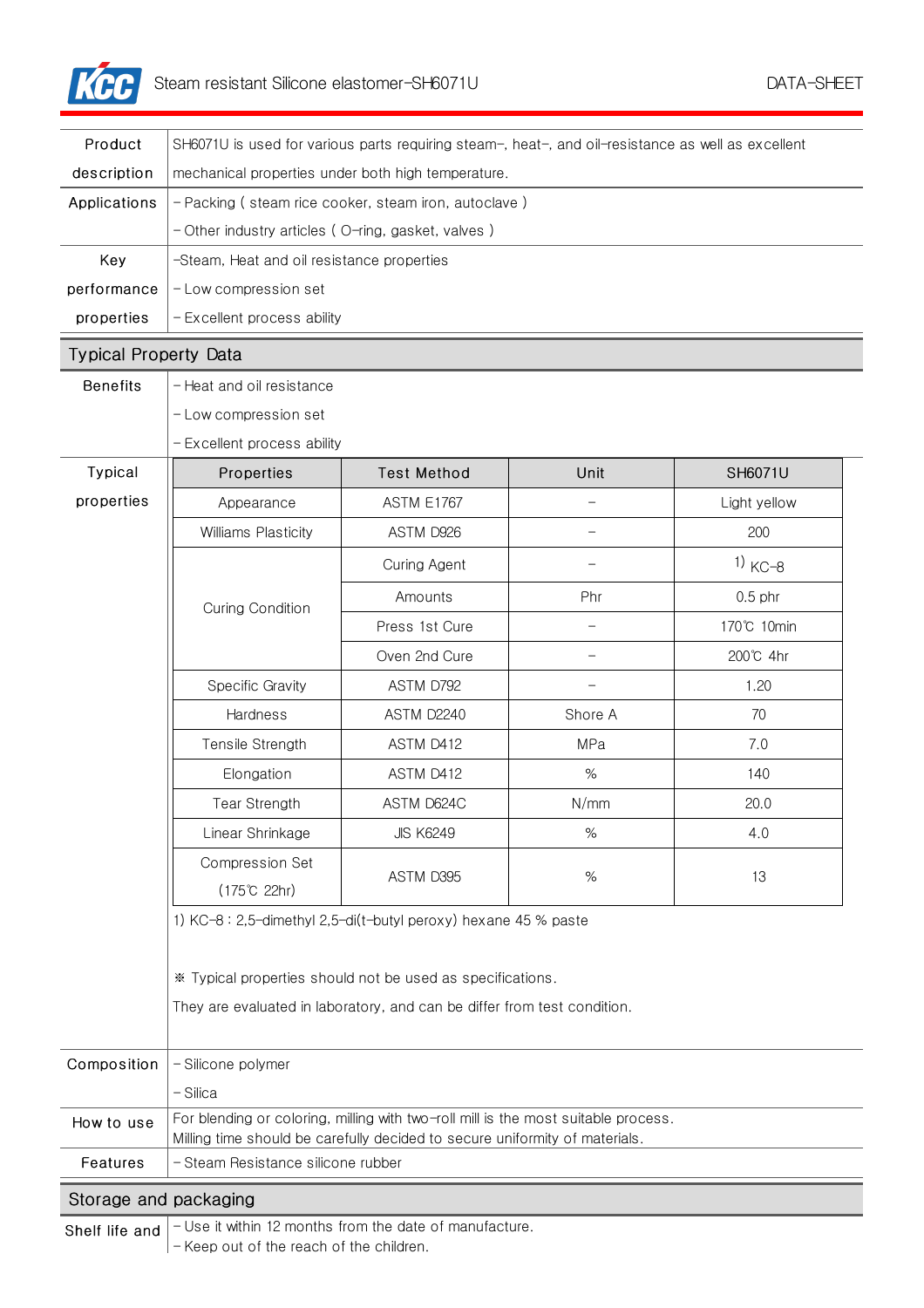# Steam resistant Silicone elastomer-SH6071U

DATA-SHEET

| | |
|---|---|
| Product description | SH6071U is used for various parts requiring steam-, heat-, and oil-resistance as well as excellent mechanical properties under both high temperature. |
| Applications | - Packing ( steam rice cooker, steam iron, autoclave )<br>- Other industry articles ( O-ring, gasket, valves ) |
| Key performance properties | -Steam, Heat and oil resistance properties<br>- Low compression set<br>- Excellent process ability |

## Typical Property Data

**Benefits**

- Heat and oil resistance
- Low compression set
- Excellent process ability

**Typical properties**

| Properties | Test Method | Unit | SH6071U |
|---|---|---|---|
| Appearance | ASTM E1767 | - | Light yellow |
| Williams Plasticity | ASTM D926 | - | 200 |
| Curing Condition | Curing Agent | - | 1) KC-8 |
| | Amounts | Phr | 0.5 phr |
| | Press 1st Cure | - | 170℃ 10min |
| | Oven 2nd Cure | - | 200℃ 4hr |
| Specific Gravity | ASTM D792 | - | 1.20 |
| Hardness | ASTM D2240 | Shore A | 70 |
| Tensile Strength | ASTM D412 | MPa | 7.0 |
| Elongation | ASTM D412 | % | 140 |
| Tear Strength | ASTM D624C | N/mm | 20.0 |
| Linear Shrinkage | JIS K6249 | % | 4.0 |
| Compression Set (175℃ 22hr) | ASTM D395 | % | 13 |

1) KC-8 : 2,5-dimethyl 2,5-di(t-butyl peroxy) hexane 45 % paste

※ Typical properties should not be used as specifications.

They are evaluated in laboratory, and can be differ from test condition.

| | |
|---|---|
| Composition | - Silicone polymer<br>- Silica |
| How to use | For blending or coloring, milling with two-roll mill is the most suitable process.<br>Milling time should be carefully decided to secure uniformity of materials. |
| Features | - Steam Resistance silicone rubber |

## Storage and packaging

**Shelf life and**

- Use it within 12 months from the date of manufacture.
- Keep out of the reach of the children.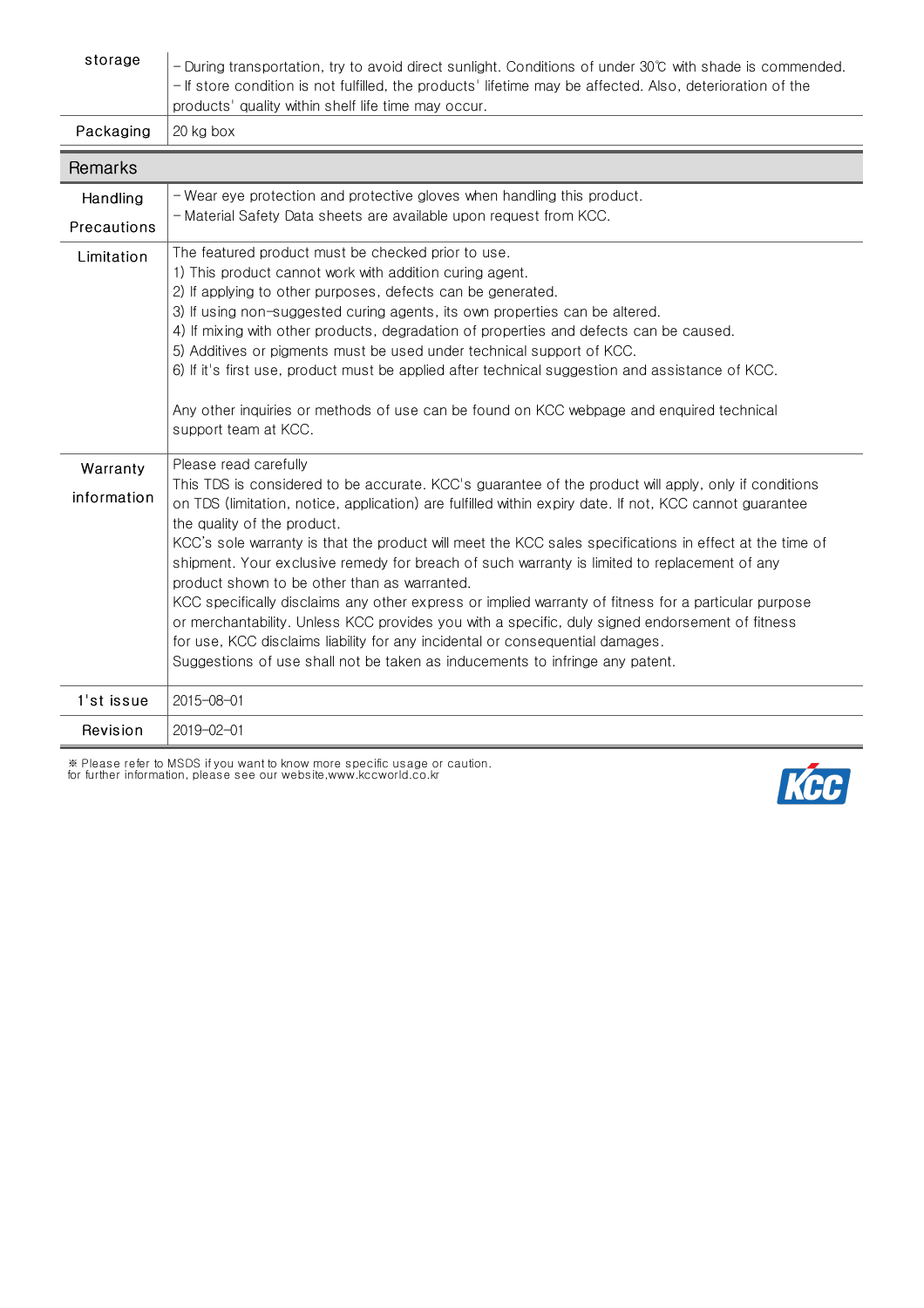| | |
|---|---|
| storage | - During transportation, try to avoid direct sunlight. Conditions of under 30℃ with shade is commended.<br>- If store condition is not fulfilled, the products' lifetime may be affected. Also, deterioration of the products' quality within shelf life time may occur. |
| Packaging | 20 kg box |

## Remarks

| | |
|---|---|
| Handling Precautions | - Wear eye protection and protective gloves when handling this product.<br>- Material Safety Data sheets are available upon request from KCC. |
| Limitation | The featured product must be checked prior to use.<br>1) This product cannot work with addition curing agent.<br>2) If applying to other purposes, defects can be generated.<br>3) If using non-suggested curing agents, its own properties can be altered.<br>4) If mixing with other products, degradation of properties and defects can be caused.<br>5) Additives or pigments must be used under technical support of KCC.<br>6) If it's first use, product must be applied after technical suggestion and assistance of KCC.<br><br>Any other inquiries or methods of use can be found on KCC webpage and enquired technical support team at KCC. |
| Warranty information | Please read carefully<br>This TDS is considered to be accurate. KCC's guarantee of the product will apply, only if conditions on TDS (limitation, notice, application) are fulfilled within expiry date. If not, KCC cannot guarantee the quality of the product.<br>KCC's sole warranty is that the product will meet the KCC sales specifications in effect at the time of shipment. Your exclusive remedy for breach of such warranty is limited to replacement of any product shown to be other than as warranted.<br>KCC specifically disclaims any other express or implied warranty of fitness for a particular purpose or merchantability. Unless KCC provides you with a specific, duly signed endorsement of fitness for use, KCC disclaims liability for any incidental or consequential damages.<br>Suggestions of use shall not be taken as inducements to infringe any patent. |
| 1'st issue | 2015-08-01 |
| Revision | 2019-02-01 |

※ Please refer to MSDS if you want to know more specific usage or caution.
for further information, please see our website,www.kccworld.co.kr

KCC